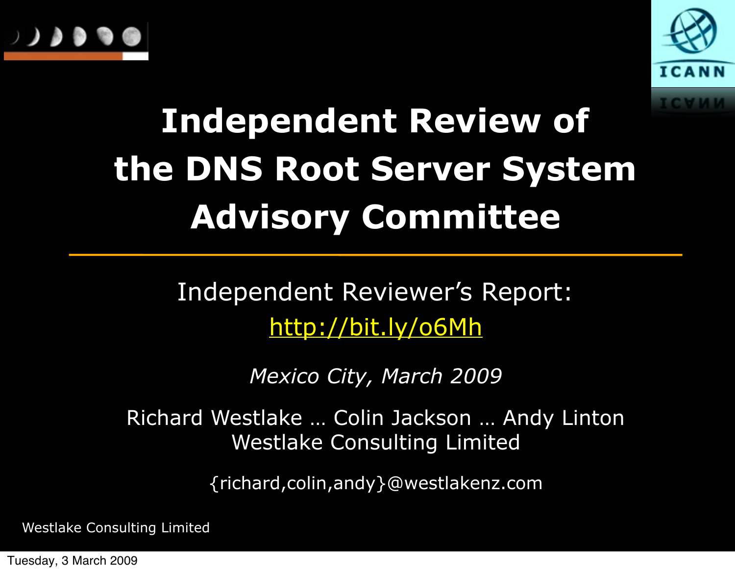# Independent Review of the DNS Root Server System Advisory Committee

Independent Reviewer's Report:
http://bit.ly/o6Mh

*Mexico City, March 2009*

Richard Westlake … Colin Jackson … Andy Linton
Westlake Consulting Limited

{richard,colin,andy}@westlakenz.com

Westlake Consulting Limited

Tuesday, 3 March 2009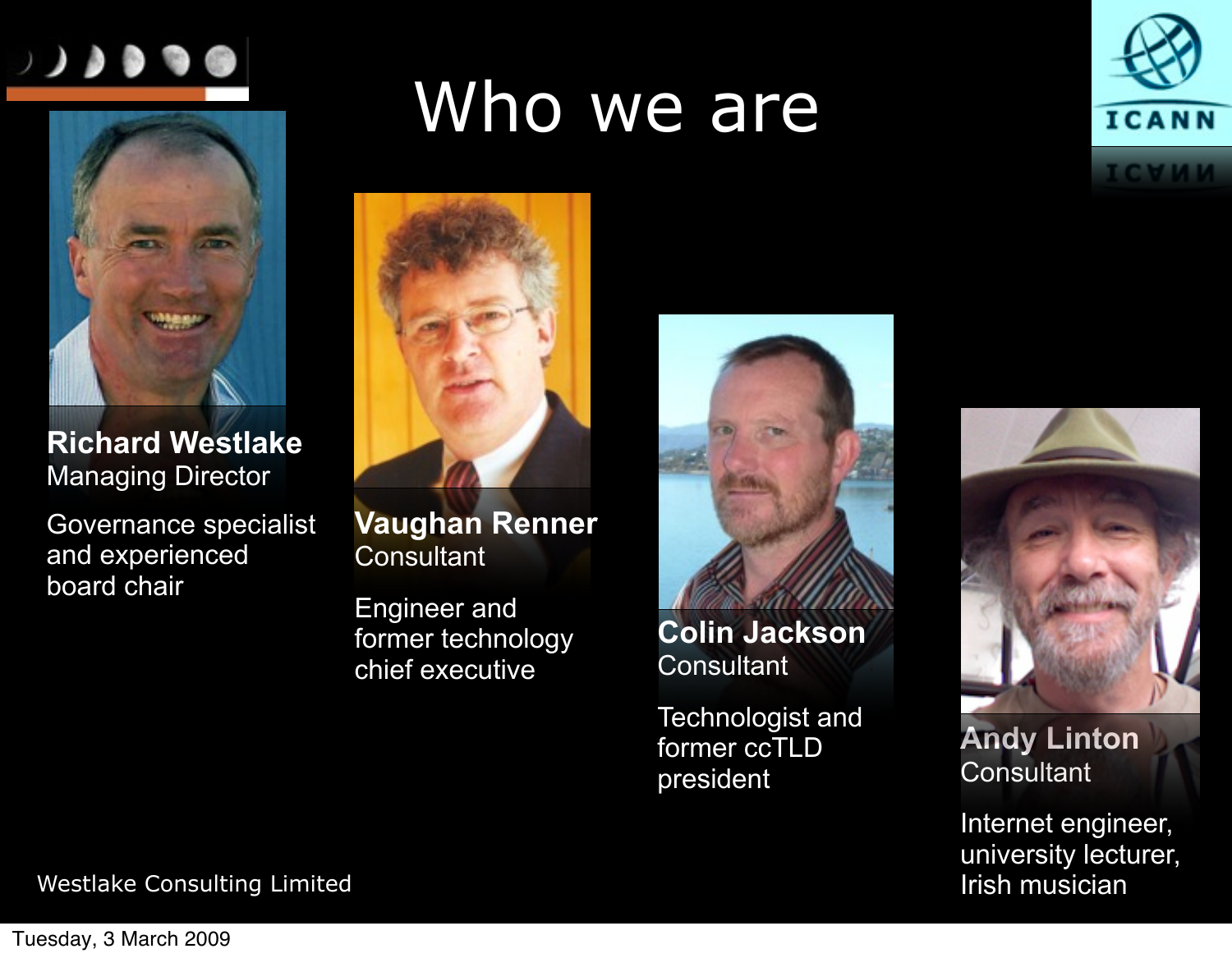# Who we are

**Richard Westlake**
Managing Director

Governance specialist and experienced board chair

**Vaughan Renner**
Consultant

Engineer and former technology chief executive

**Colin Jackson**
Consultant

Technologist and former ccTLD president

**Andy Linton**
Consultant

Internet engineer, university lecturer, Irish musician

Westlake Consulting Limited

Tuesday, 3 March 2009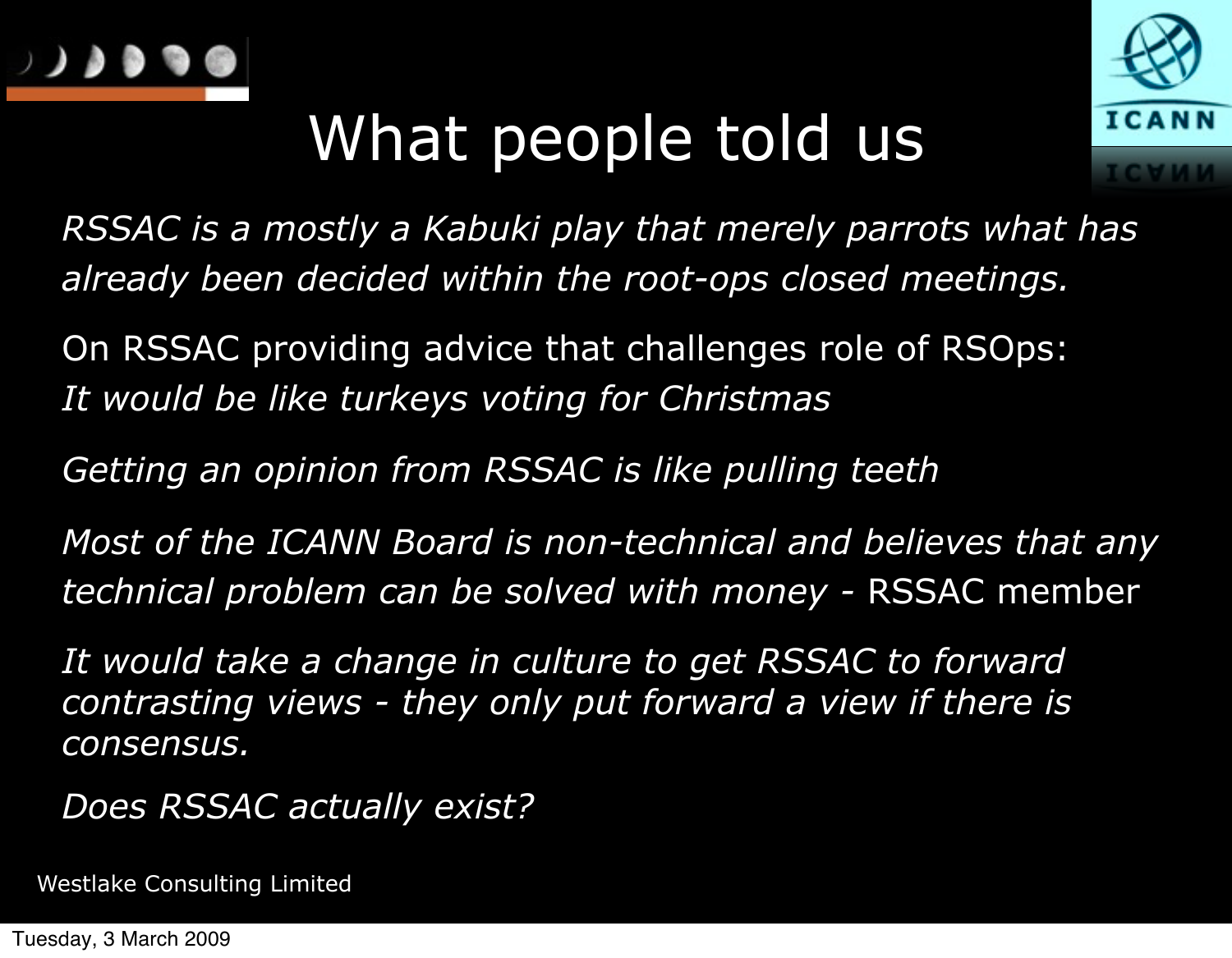# What people told us

*RSSAC is a mostly a Kabuki play that merely parrots what has already been decided within the root-ops closed meetings.*

On RSSAC providing advice that challenges role of RSOps:
*It would be like turkeys voting for Christmas*

*Getting an opinion from RSSAC is like pulling teeth*

*Most of the ICANN Board is non-technical and believes that any technical problem can be solved with money* - RSSAC member

*It would take a change in culture to get RSSAC to forward contrasting views - they only put forward a view if there is consensus.*

*Does RSSAC actually exist?*

Westlake Consulting Limited

Tuesday, 3 March 2009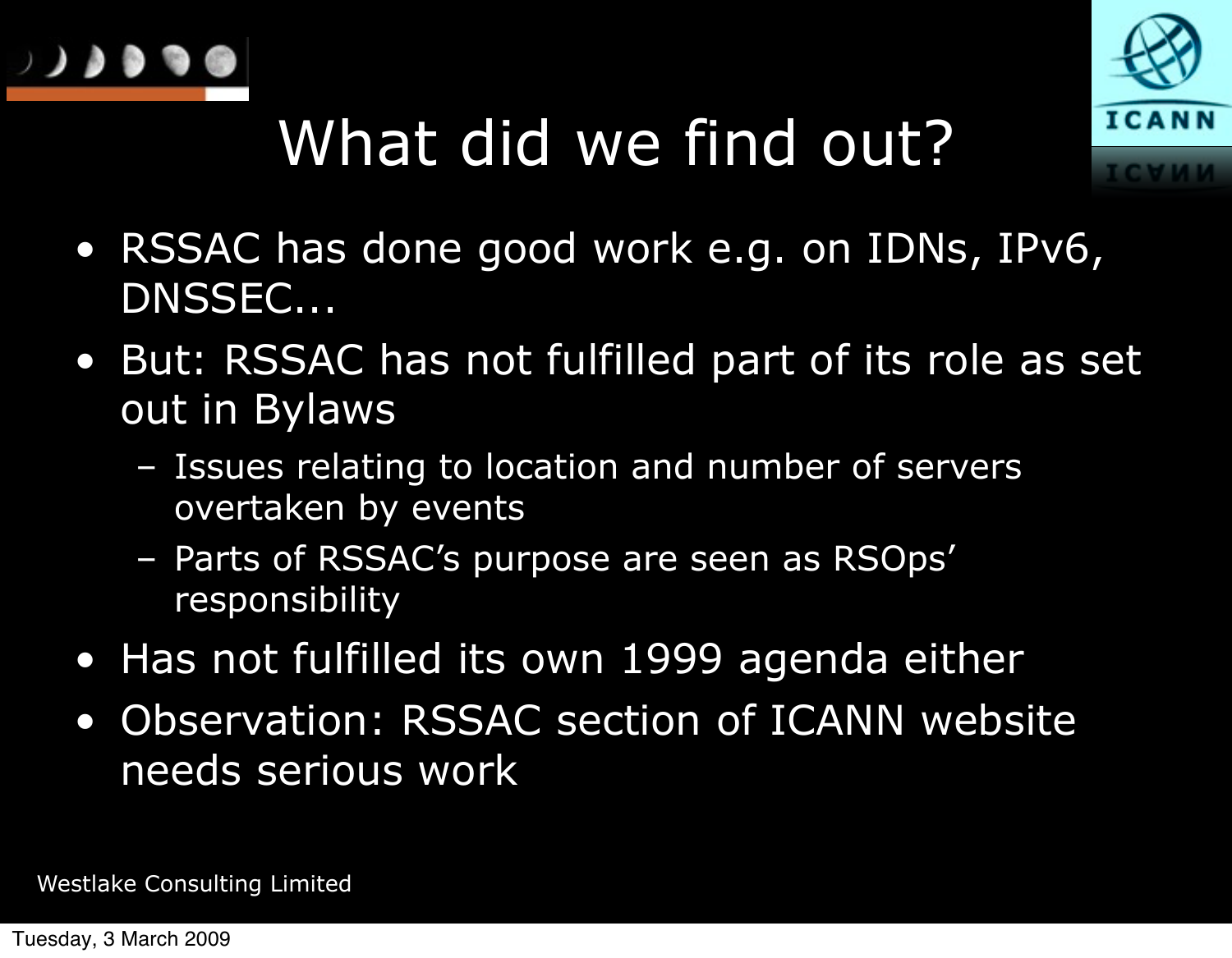# What did we find out?

- RSSAC has done good work e.g. on IDNs, IPv6, DNSSEC...
- But: RSSAC has not fulfilled part of its role as set out in Bylaws
  - Issues relating to location and number of servers overtaken by events
  - Parts of RSSAC's purpose are seen as RSOps' responsibility
- Has not fulfilled its own 1999 agenda either
- Observation: RSSAC section of ICANN website needs serious work

Westlake Consulting Limited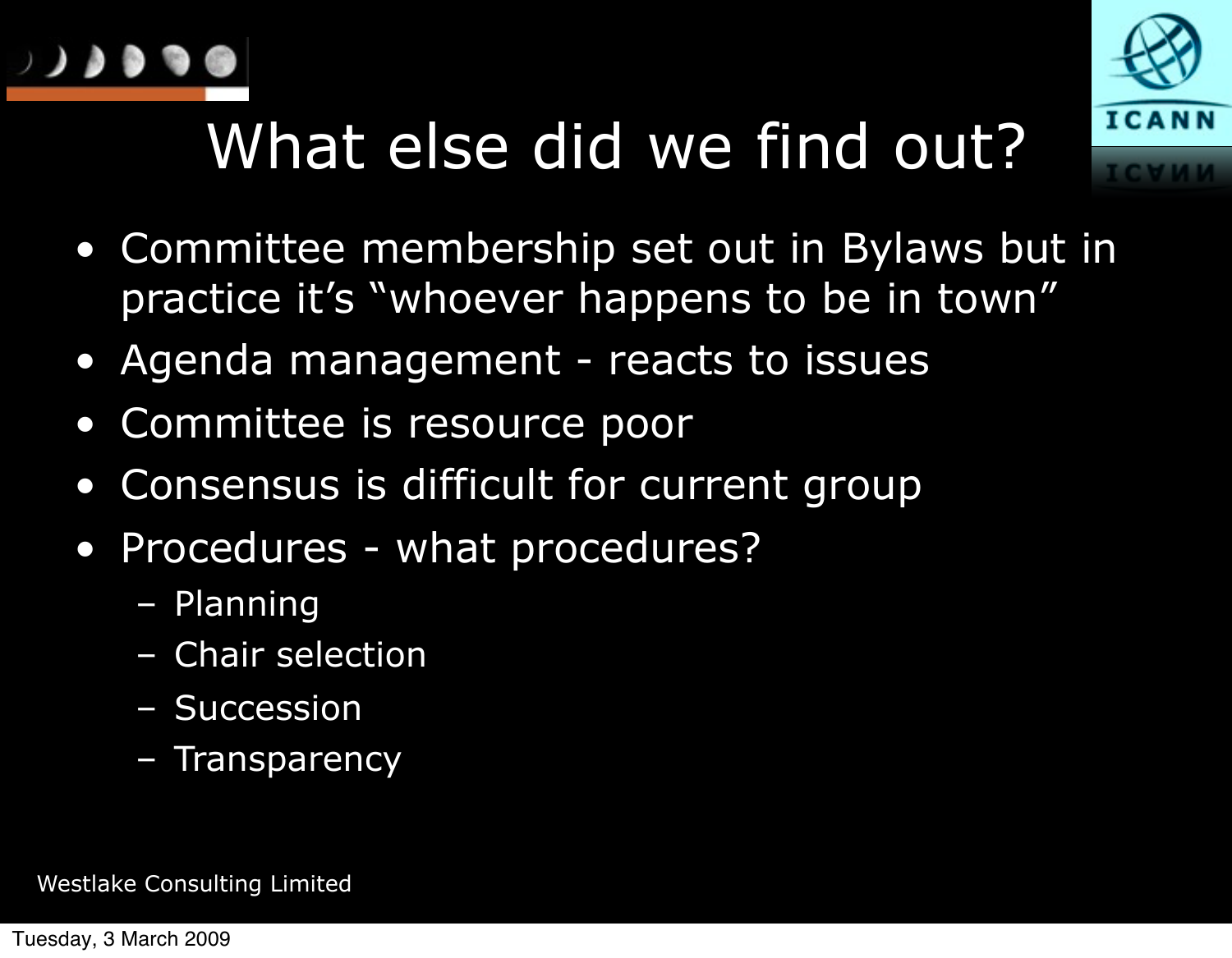# What else did we find out?

- Committee membership set out in Bylaws but in practice it's "whoever happens to be in town"
- Agenda management - reacts to issues
- Committee is resource poor
- Consensus is difficult for current group
- Procedures - what procedures?
  - Planning
  - Chair selection
  - Succession
  - Transparency

Westlake Consulting Limited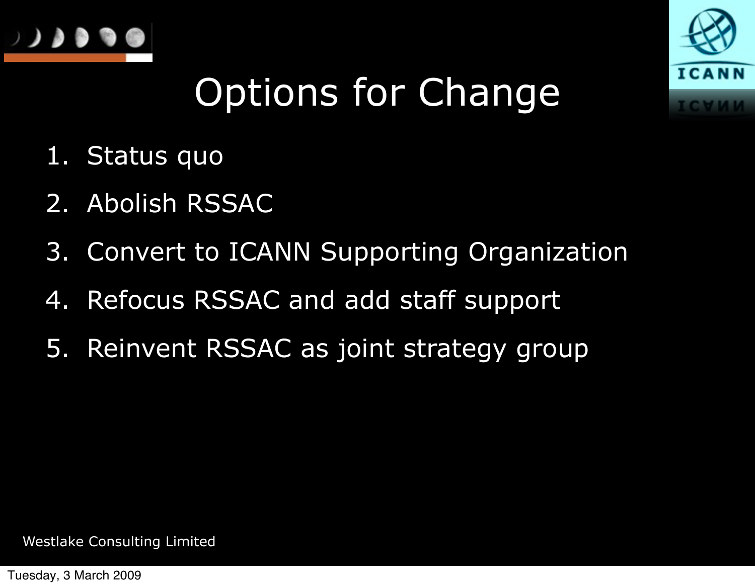# Options for Change

1. Status quo
2. Abolish RSSAC
3. Convert to ICANN Supporting Organization
4. Refocus RSSAC and add staff support
5. Reinvent RSSAC as joint strategy group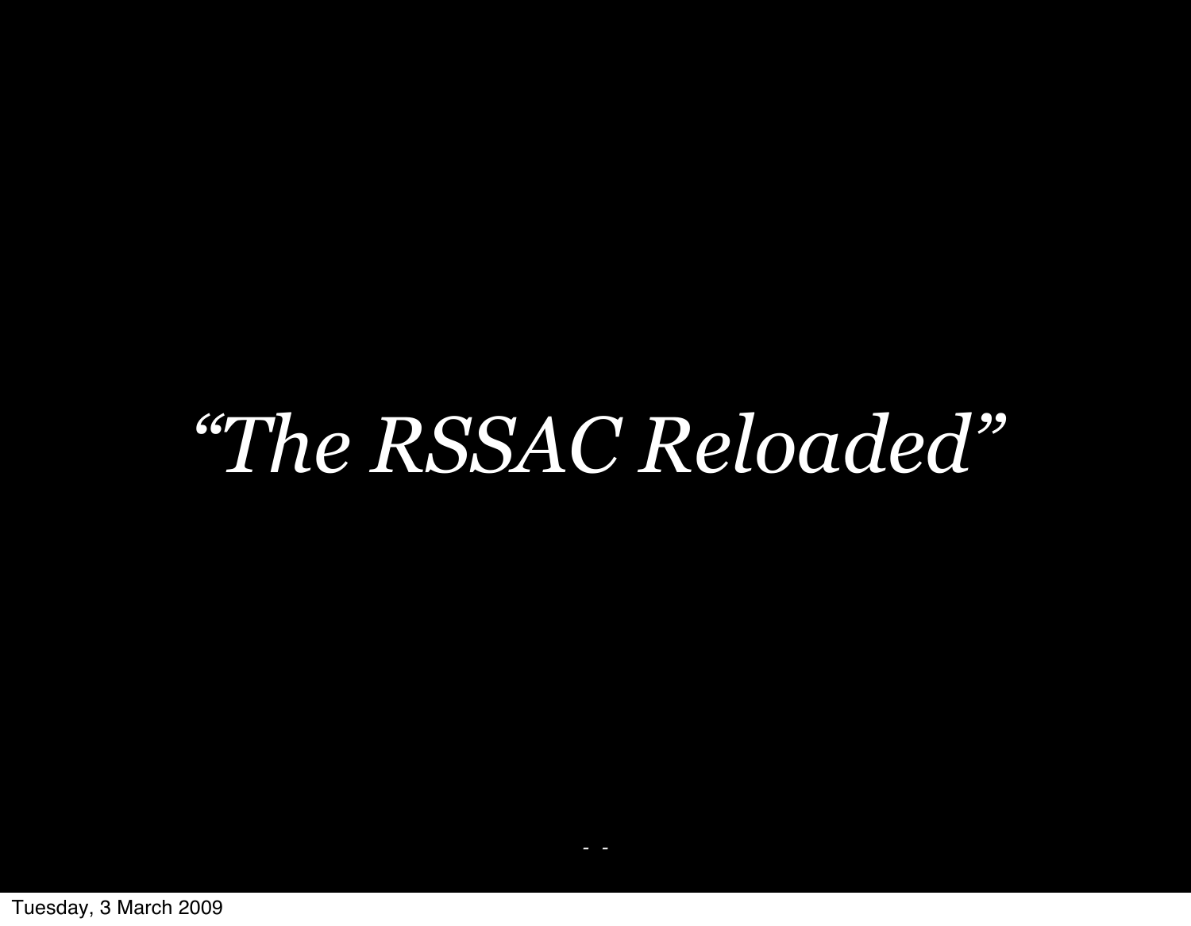*“The RSSAC Reloaded”*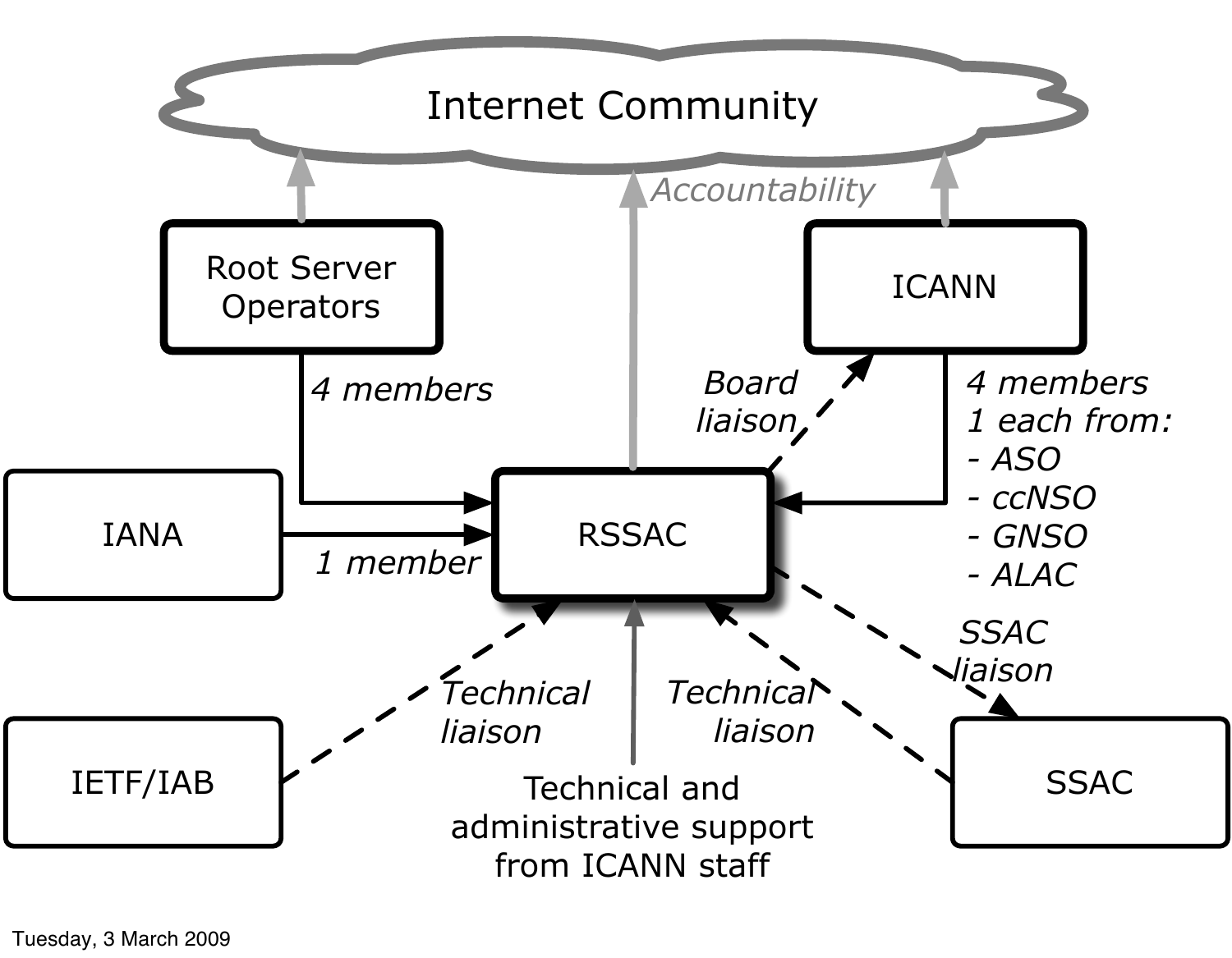Internet Community

Accountability

Root Server Operators

ICANN

4 members

Board liaison

4 members
1 each from:
- ASO
- ccNSO
- GNSO
- ALAC

IANA

RSSAC

1 member

SSAC liaison

Technical liaison

Technical liaison

IETF/IAB

SSAC

Technical and administrative support from ICANN staff

Tuesday, 3 March 2009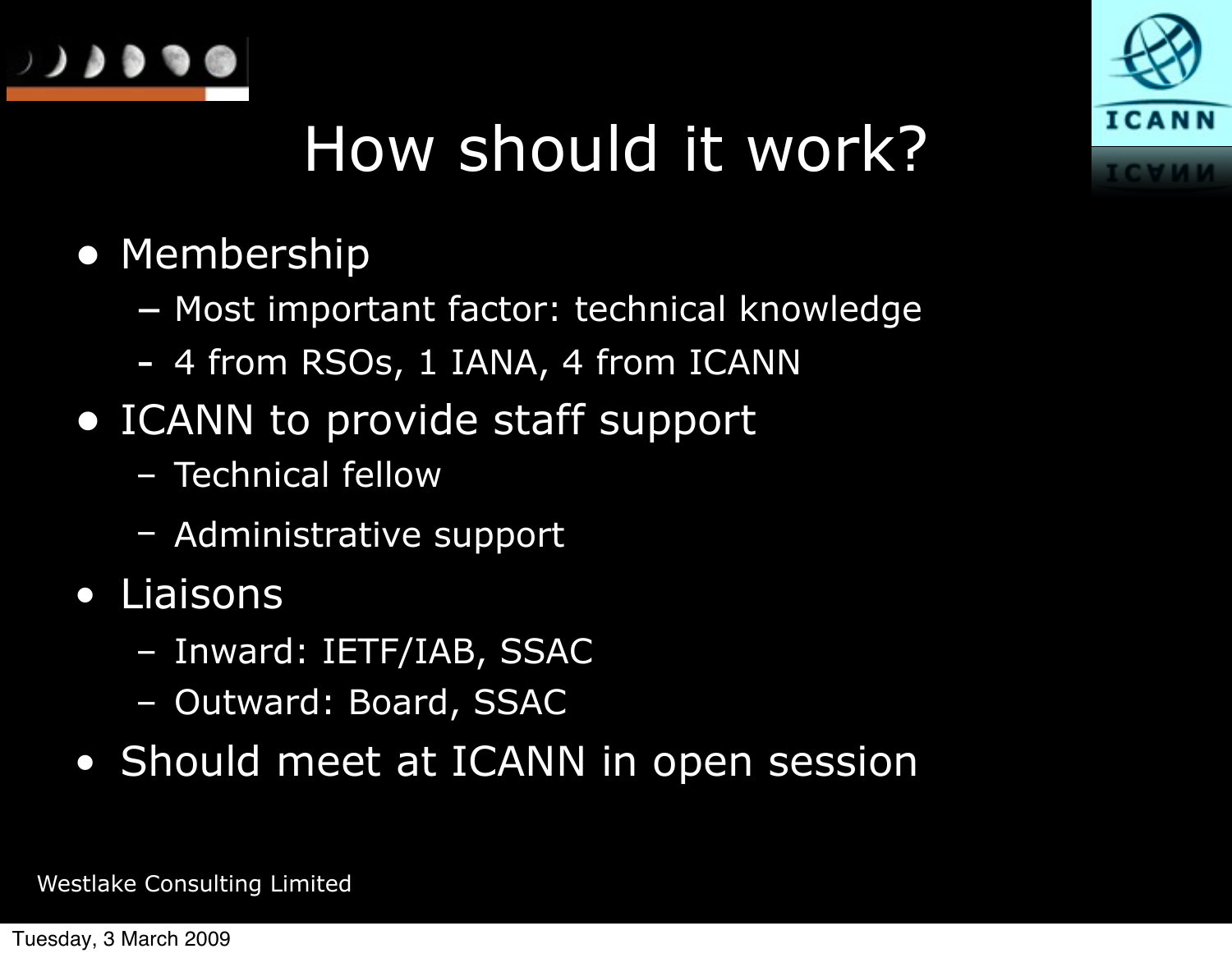# How should it work?

- Membership
  - Most important factor: technical knowledge
  - 4 from RSOs, 1 IANA, 4 from ICANN
- ICANN to provide staff support
  - Technical fellow
  - Administrative support
- Liaisons
  - Inward: IETF/IAB, SSAC
  - Outward: Board, SSAC
- Should meet at ICANN in open session

Westlake Consulting Limited

Tuesday, 3 March 2009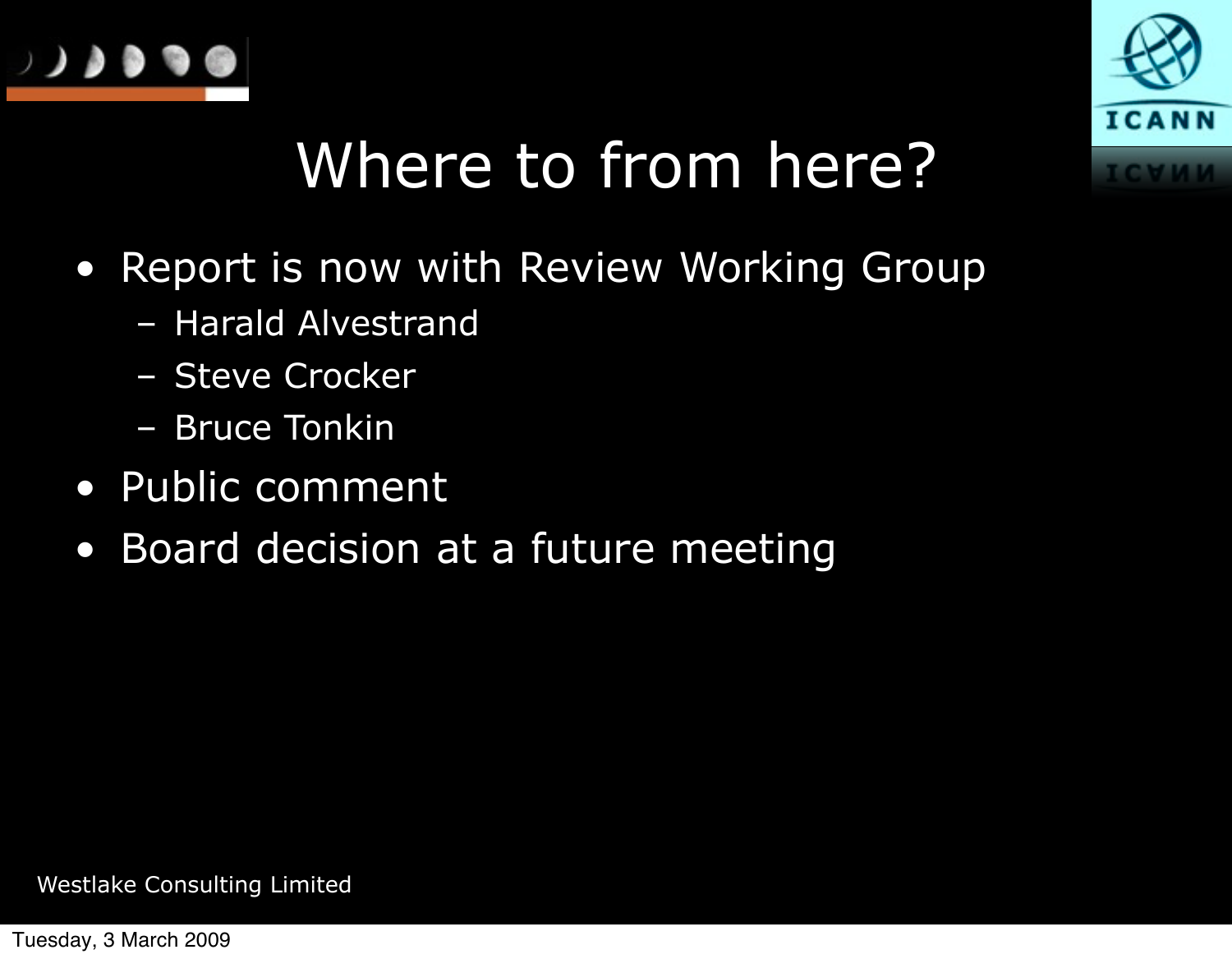# Where to from here?

- Report is now with Review Working Group
  - Harald Alvestrand
  - Steve Crocker
  - Bruce Tonkin
- Public comment
- Board decision at a future meeting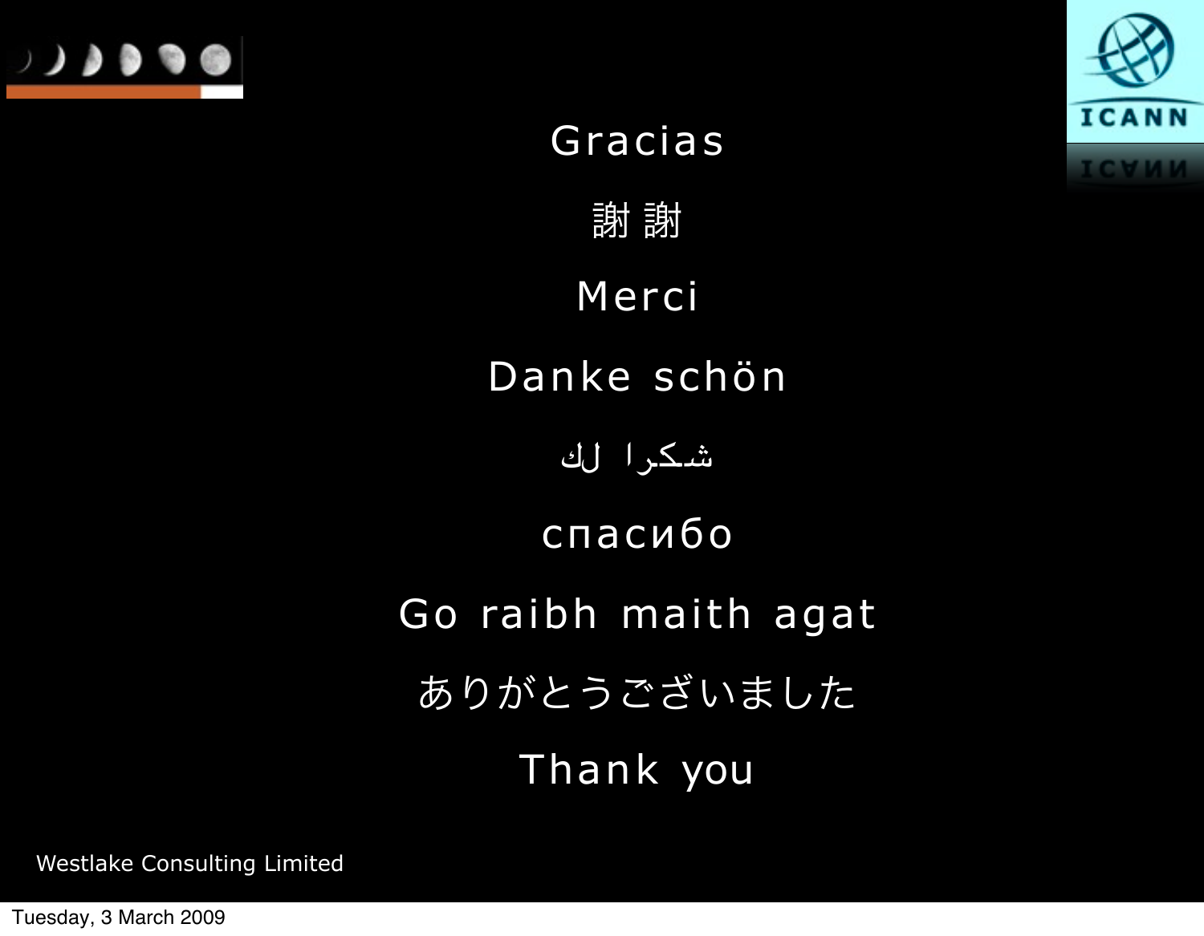Gracias

謝 謝

Merci

Danke schön

شكرا لك

спасибо

Go raibh maith agat

ありがとうございました

Thank you

Westlake Consulting Limited

Tuesday, 3 March 2009